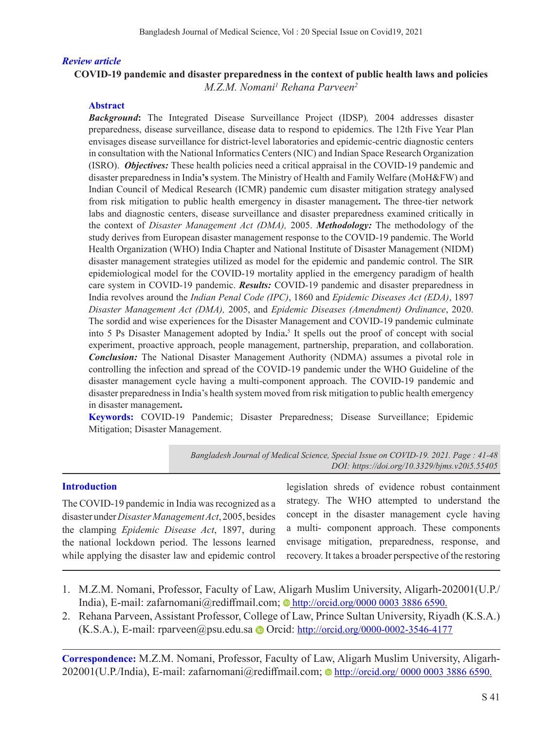*Review article*

# COVID-19 pandemic and disaster preparedness in the context of public health laws and policies

*M.Z.M. Nomani[1] Rehana Parveen[2]*

## Abstract

***Background*:** The Integrated Disease Surveillance Project (IDSP), 2004 addresses disaster preparedness, disease surveillance, disease data to respond to epidemics. The 12th Five Year Plan envisages disease surveillance for district-level laboratories and epidemic-centric diagnostic centers in consultation with the National Informatics Centers (NIC) and Indian Space Research Organization (ISRO). ***Objectives:*** These health policies need a critical appraisal in the COVID-19 pandemic and disaster preparedness in India**'s** system. The Ministry of Health and Family Welfare (MoH&FW) and Indian Council of Medical Research (ICMR) pandemic cum disaster mitigation strategy analysed from risk mitigation to public health emergency in disaster management**.** The three-tier network labs and diagnostic centers, disease surveillance and disaster preparedness examined critically in the context of *Disaster Management Act (DMA),* 2005. ***Methodology:*** The methodology of the study derives from European disaster management response to the COVID-19 pandemic. The World Health Organization (WHO) India Chapter and National Institute of Disaster Management (NIDM) disaster management strategies utilized as model for the epidemic and pandemic control. The SIR epidemiological model for the COVID-19 mortality applied in the emergency paradigm of health care system in COVID-19 pandemic. ***Results:*** COVID-19 pandemic and disaster preparedness in India revolves around the *Indian Penal Code (IPC)*, 1860 and *Epidemic Diseases Act (EDA)*, 1897 *Disaster Management Act (DMA),* 2005, and *Epidemic Diseases (Amendment) Ordinance*, 2020. The sordid and wise experiences for the Disaster Management and COVID-19 pandemic culminate into 5 Ps Disaster Management adopted by India**.**[5] It spells out the proof of concept with social experiment, proactive approach, people management, partnership, preparation, and collaboration. ***Conclusion:*** The National Disaster Management Authority (NDMA) assumes a pivotal role in controlling the infection and spread of the COVID-19 pandemic under the WHO Guideline of the disaster management cycle having a multi-component approach. The COVID-19 pandemic and disaster preparedness in India's health system moved from risk mitigation to public health emergency in disaster management**.**

**Keywords:** COVID-19 Pandemic; Disaster Preparedness; Disease Surveillance; Epidemic Mitigation; Disaster Management.

*Bangladesh Journal of Medical Science, Special Issue on COVID-19. 2021. Page : 41-48*
*DOI: https://doi.org/10.3329/bjms.v20i5.55405*

## Introduction

The COVID-19 pandemic in India was recognized as a disaster under *Disaster Management Act*, 2005, besides the clamping *Epidemic Disease Act*, 1897, during the national lockdown period. The lessons learned while applying the disaster law and epidemic control legislation shreds of evidence robust containment strategy. The WHO attempted to understand the concept in the disaster management cycle having a multi- component approach. These components envisage mitigation, preparedness, response, and recovery. It takes a broader perspective of the restoring

1. M.Z.M. Nomani, Professor, Faculty of Law, Aligarh Muslim University, Aligarh-202001(U.P./India), E-mail: zafarnomani@rediffmail.com; http://orcid.org/0000 0003 3886 6590.
2. Rehana Parveen, Assistant Professor, College of Law, Prince Sultan University, Riyadh (K.S.A.) (K.S.A.), E-mail: rparveen@psu.edu.sa Orcid: http://orcid.org/0000-0002-3546-4177

**Correspondence:** M.Z.M. Nomani, Professor, Faculty of Law, Aligarh Muslim University, Aligarh-202001(U.P./India), E-mail: zafarnomani@rediffmail.com; http://orcid.org/ 0000 0003 3886 6590.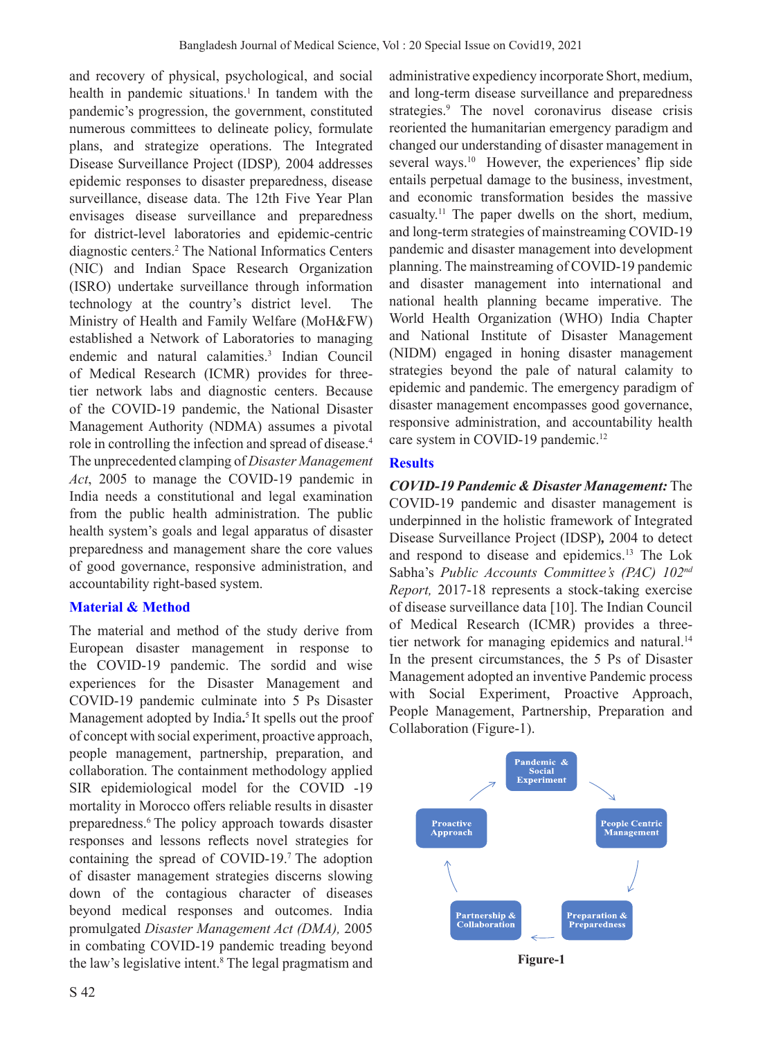and recovery of physical, psychological, and social health in pandemic situations.[1] In tandem with the pandemic's progression, the government, constituted numerous committees to delineate policy, formulate plans, and strategize operations. The Integrated Disease Surveillance Project (IDSP), 2004 addresses epidemic responses to disaster preparedness, disease surveillance, disease data. The 12th Five Year Plan envisages disease surveillance and preparedness for district-level laboratories and epidemic-centric diagnostic centers.[2] The National Informatics Centers (NIC) and Indian Space Research Organization (ISRO) undertake surveillance through information technology at the country's district level. The Ministry of Health and Family Welfare (MoH&FW) established a Network of Laboratories to managing endemic and natural calamities.[3] Indian Council of Medical Research (ICMR) provides for three-tier network labs and diagnostic centers. Because of the COVID-19 pandemic, the National Disaster Management Authority (NDMA) assumes a pivotal role in controlling the infection and spread of disease.[4] The unprecedented clamping of *Disaster Management Act*, 2005 to manage the COVID-19 pandemic in India needs a constitutional and legal examination from the public health administration. The public health system's goals and legal apparatus of disaster preparedness and management share the core values of good governance, responsive administration, and accountability right-based system.

## Material & Method

The material and method of the study derive from European disaster management in response to the COVID-19 pandemic. The sordid and wise experiences for the Disaster Management and COVID-19 pandemic culminate into 5 Ps Disaster Management adopted by India.[5] It spells out the proof of concept with social experiment, proactive approach, people management, partnership, preparation, and collaboration. The containment methodology applied SIR epidemiological model for the COVID -19 mortality in Morocco offers reliable results in disaster preparedness.[6] The policy approach towards disaster responses and lessons reflects novel strategies for containing the spread of COVID-19.[7] The adoption of disaster management strategies discerns slowing down of the contagious character of diseases beyond medical responses and outcomes. India promulgated *Disaster Management Act (DMA),* 2005 in combating COVID-19 pandemic treading beyond the law's legislative intent.[8] The legal pragmatism and administrative expediency incorporate Short, medium, and long-term disease surveillance and preparedness strategies.[9] The novel coronavirus disease crisis reoriented the humanitarian emergency paradigm and changed our understanding of disaster management in several ways.[10] However, the experiences' flip side entails perpetual damage to the business, investment, and economic transformation besides the massive casualty.[11] The paper dwells on the short, medium, and long-term strategies of mainstreaming COVID-19 pandemic and disaster management into development planning. The mainstreaming of COVID-19 pandemic and disaster management into international and national health planning became imperative. The World Health Organization (WHO) India Chapter and National Institute of Disaster Management (NIDM) engaged in honing disaster management strategies beyond the pale of natural calamity to epidemic and pandemic. The emergency paradigm of disaster management encompasses good governance, responsive administration, and accountability health care system in COVID-19 pandemic.[12]

## Results

***COVID-19 Pandemic & Disaster Management:*** The COVID-19 pandemic and disaster management is underpinned in the holistic framework of Integrated Disease Surveillance Project (IDSP)**,** 2004 to detect and respond to disease and epidemics.[13] The Lok Sabha's *Public Accounts Committee's (PAC) 102nd Report,* 2017-18 represents a stock-taking exercise of disease surveillance data [10]. The Indian Council of Medical Research (ICMR) provides a three-tier network for managing epidemics and natural.[14] In the present circumstances, the 5 Ps of Disaster Management adopted an inventive Pandemic process with Social Experiment, Proactive Approach, People Management, Partnership, Preparation and Collaboration (Figure-1).

Pandemic & Social Experiment → People Centric Management → Preparation & Preparedness → Partnership & Collaboration → Proactive Approach → Pandemic & Social Experiment

**Figure-1**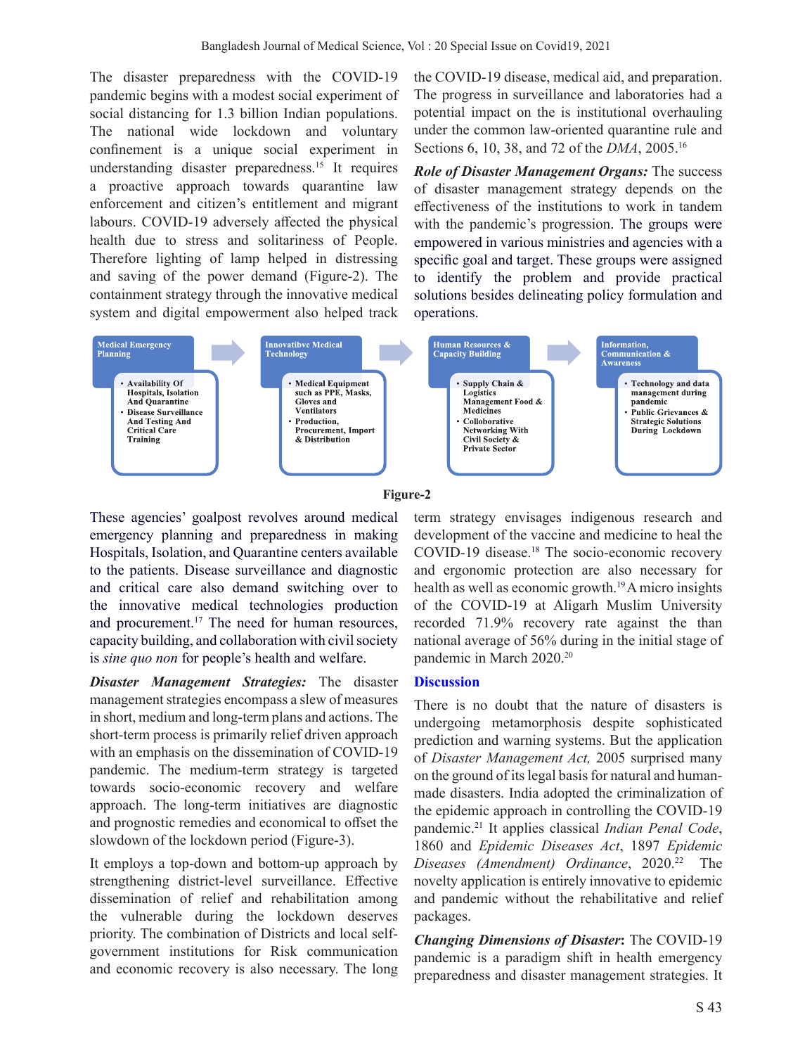The disaster preparedness with the COVID-19 pandemic begins with a modest social experiment of social distancing for 1.3 billion Indian populations. The national wide lockdown and voluntary confinement is a unique social experiment in understanding disaster preparedness.[15] It requires a proactive approach towards quarantine law enforcement and citizen's entitlement and migrant labours. COVID-19 adversely affected the physical health due to stress and solitariness of People. Therefore lighting of lamp helped in distressing and saving of the power demand (Figure-2). The containment strategy through the innovative medical system and digital empowerment also helped track the COVID-19 disease, medical aid, and preparation. The progress in surveillance and laboratories had a potential impact on the is institutional overhauling under the common law-oriented quarantine rule and Sections 6, 10, 38, and 72 of the *DMA*, 2005.[16]

***Role of Disaster Management Organs:*** The success of disaster management strategy depends on the effectiveness of the institutions to work in tandem with the pandemic's progression. The groups were empowered in various ministries and agencies with a specific goal and target. These groups were assigned to identify the problem and provide practical solutions besides delineating policy formulation and operations.

**Medical Emergency Planning**
- Availability Of Hospitals, Isolation And Quarantine
- Disease Surveillance And Testing And Critical Care Training

**Innovatibve Medical Technology**
- Medical Equipment such as PPE, Masks, Gloves and Ventilators
- Production, Procurement, Import & Distribution

**Human Resources & Capacity Building**
- Supply Chain & Logistics Management Food & Medicines
- Colloborative Networking With Civil Society & Private Sector

**Information, Communication & Awareness**
- Technology and data management during pandemic
- Public Grievances & Strategic Solutions During Lockdown

**Figure-2**

These agencies' goalpost revolves around medical emergency planning and preparedness in making Hospitals, Isolation, and Quarantine centers available to the patients. Disease surveillance and diagnostic and critical care also demand switching over to the innovative medical technologies production and procurement.[17] The need for human resources, capacity building, and collaboration with civil society is *sine quo non* for people's health and welfare.

***Disaster Management Strategies:*** The disaster management strategies encompass a slew of measures in short, medium and long-term plans and actions. The short-term process is primarily relief driven approach with an emphasis on the dissemination of COVID-19 pandemic. The medium-term strategy is targeted towards socio-economic recovery and welfare approach. The long-term initiatives are diagnostic and prognostic remedies and economical to offset the slowdown of the lockdown period (Figure-3).

It employs a top-down and bottom-up approach by strengthening district-level surveillance. Effective dissemination of relief and rehabilitation among the vulnerable during the lockdown deserves priority. The combination of Districts and local self-government institutions for Risk communication and economic recovery is also necessary. The long term strategy envisages indigenous research and development of the vaccine and medicine to heal the COVID-19 disease.[18] The socio-economic recovery and ergonomic protection are also necessary for health as well as economic growth.[19] A micro insights of the COVID-19 at Aligarh Muslim University recorded 71.9% recovery rate against the than national average of 56% during in the initial stage of pandemic in March 2020.[20]

## Discussion

There is no doubt that the nature of disasters is undergoing metamorphosis despite sophisticated prediction and warning systems. But the application of *Disaster Management Act,* 2005 surprised many on the ground of its legal basis for natural and human-made disasters. India adopted the criminalization of the epidemic approach in controlling the COVID-19 pandemic.[21] It applies classical *Indian Penal Code*, 1860 and *Epidemic Diseases Act*, 1897 *Epidemic Diseases (Amendment) Ordinance*, 2020.[22] The novelty application is entirely innovative to epidemic and pandemic without the rehabilitative and relief packages.

***Changing Dimensions of Disaster*:** The COVID-19 pandemic is a paradigm shift in health emergency preparedness and disaster management strategies. It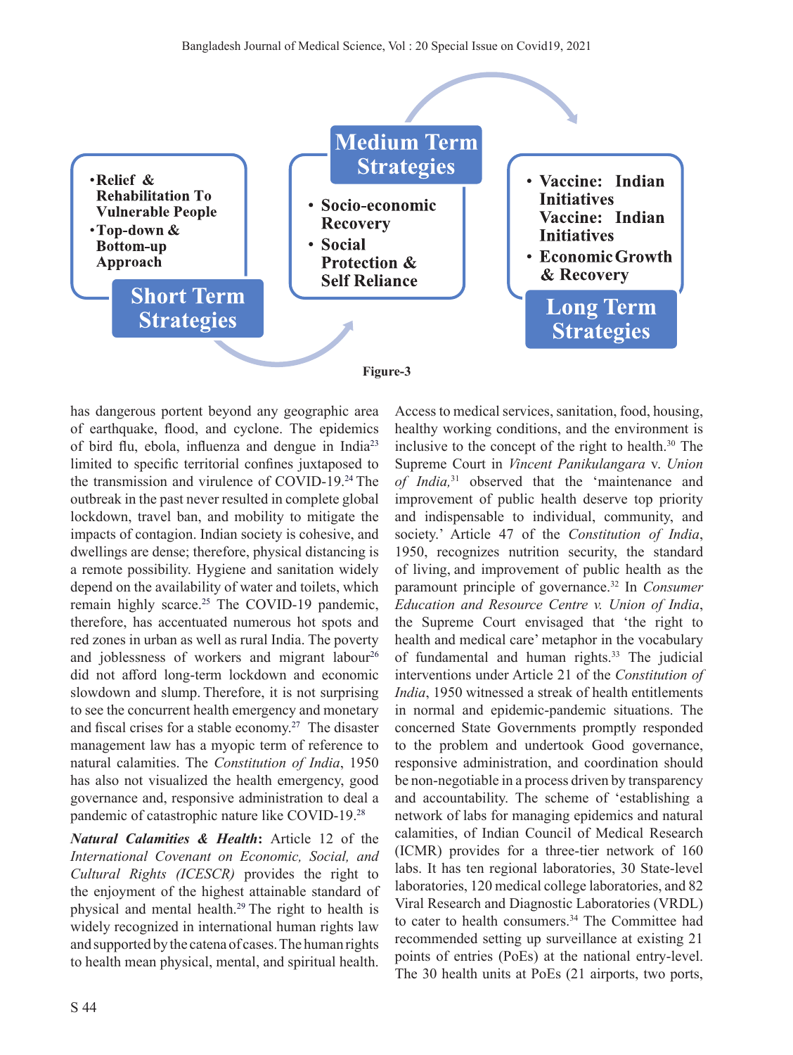- Relief & Rehabilitation To Vulnerable People
- Top-down & Bottom-up Approach

**Short Term Strategies**

**Medium Term Strategies**

- Socio-economic Recovery
- Social Protection & Self Reliance

- Vaccine: Indian Initiatives Vaccine: Indian Initiatives
- Economic Growth & Recovery

**Long Term Strategies**

**Figure-3**

has dangerous portent beyond any geographic area of earthquake, flood, and cyclone. The epidemics of bird flu, ebola, influenza and dengue in India[23] limited to specific territorial confines juxtaposed to the transmission and virulence of COVID-19.[24] The outbreak in the past never resulted in complete global lockdown, travel ban, and mobility to mitigate the impacts of contagion. Indian society is cohesive, and dwellings are dense; therefore, physical distancing is a remote possibility. Hygiene and sanitation widely depend on the availability of water and toilets, which remain highly scarce.[25] The COVID-19 pandemic, therefore, has accentuated numerous hot spots and red zones in urban as well as rural India. The poverty and joblessness of workers and migrant labour[26] did not afford long-term lockdown and economic slowdown and slump. Therefore, it is not surprising to see the concurrent health emergency and monetary and fiscal crises for a stable economy.[27] The disaster management law has a myopic term of reference to natural calamities. The *Constitution of India*, 1950 has also not visualized the health emergency, good governance and, responsive administration to deal a pandemic of catastrophic nature like COVID-19.[28]

***Natural Calamities & Health*:** Article 12 of the *International Covenant on Economic, Social, and Cultural Rights (ICESCR)* provides the right to the enjoyment of the highest attainable standard of physical and mental health.[29] The right to health is widely recognized in international human rights law and supported by the catena of cases. The human rights to health mean physical, mental, and spiritual health. Access to medical services, sanitation, food, housing, healthy working conditions, and the environment is inclusive to the concept of the right to health.[30] The Supreme Court in *Vincent Panikulangara* v. *Union of India,*[31] observed that the 'maintenance and improvement of public health deserve top priority and indispensable to individual, community, and society.' Article 47 of the *Constitution of India*, 1950, recognizes nutrition security, the standard of living, and improvement of public health as the paramount principle of governance.[32] In *Consumer Education and Resource Centre v. Union of India*, the Supreme Court envisaged that 'the right to health and medical care' metaphor in the vocabulary of fundamental and human rights.[33] The judicial interventions under Article 21 of the *Constitution of India*, 1950 witnessed a streak of health entitlements in normal and epidemic-pandemic situations. The concerned State Governments promptly responded to the problem and undertook Good governance, responsive administration, and coordination should be non-negotiable in a process driven by transparency and accountability. The scheme of 'establishing a network of labs for managing epidemics and natural calamities, of Indian Council of Medical Research (ICMR) provides for a three-tier network of 160 labs. It has ten regional laboratories, 30 State-level laboratories, 120 medical college laboratories, and 82 Viral Research and Diagnostic Laboratories (VRDL) to cater to health consumers.[34] The Committee had recommended setting up surveillance at existing 21 points of entries (PoEs) at the national entry-level. The 30 health units at PoEs (21 airports, two ports,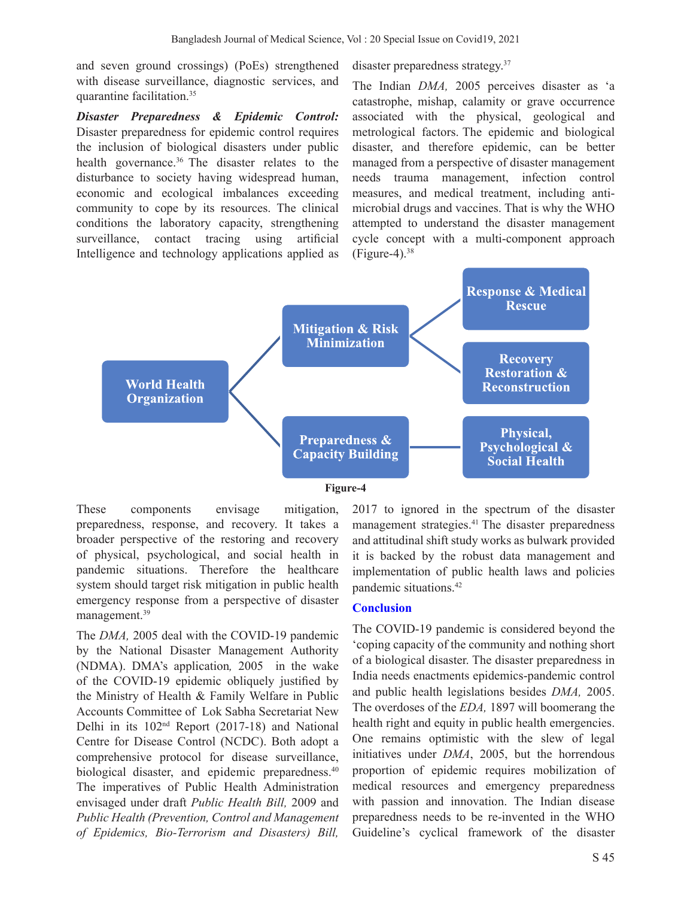and seven ground crossings) (PoEs) strengthened with disease surveillance, diagnostic services, and quarantine facilitation.[35]

***Disaster Preparedness & Epidemic Control:*** Disaster preparedness for epidemic control requires the inclusion of biological disasters under public health governance.[36] The disaster relates to the disturbance to society having widespread human, economic and ecological imbalances exceeding community to cope by its resources. The clinical conditions the laboratory capacity, strengthening surveillance, contact tracing using artificial Intelligence and technology applications applied as disaster preparedness strategy.[37]

The Indian *DMA,* 2005 perceives disaster as 'a catastrophe, mishap, calamity or grave occurrence associated with the physical, geological and metrological factors. The epidemic and biological disaster, and therefore epidemic, can be better managed from a perspective of disaster management needs trauma management, infection control measures, and medical treatment, including anti-microbial drugs and vaccines. That is why the WHO attempted to understand the disaster management cycle concept with a multi-component approach (Figure-4).[38]

World Health Organization → Mitigation & Risk Minimization → Response & Medical Rescue; Recovery Restoration & Reconstruction

World Health Organization → Preparedness & Capacity Building → Physical, Psychological & Social Health

**Figure-4**

These components envisage mitigation, preparedness, response, and recovery. It takes a broader perspective of the restoring and recovery of physical, psychological, and social health in pandemic situations. Therefore the healthcare system should target risk mitigation in public health emergency response from a perspective of disaster management.[39]

The *DMA,* 2005 deal with the COVID-19 pandemic by the National Disaster Management Authority (NDMA). DMA's application*,* 2005 in the wake of the COVID-19 epidemic obliquely justified by the Ministry of Health & Family Welfare in Public Accounts Committee of Lok Sabha Secretariat New Delhi in its 102nd Report (2017-18) and National Centre for Disease Control (NCDC). Both adopt a comprehensive protocol for disease surveillance, biological disaster, and epidemic preparedness.[40] The imperatives of Public Health Administration envisaged under draft *Public Health Bill,* 2009 and *Public Health (Prevention, Control and Management of Epidemics, Bio-Terrorism and Disasters) Bill,* 2017 to ignored in the spectrum of the disaster management strategies.[41] The disaster preparedness and attitudinal shift study works as bulwark provided it is backed by the robust data management and implementation of public health laws and policies pandemic situations.[42]

## Conclusion

The COVID-19 pandemic is considered beyond the 'coping capacity of the community and nothing short of a biological disaster. The disaster preparedness in India needs enactments epidemics-pandemic control and public health legislations besides *DMA,* 2005. The overdoses of the *EDA,* 1897 will boomerang the health right and equity in public health emergencies. One remains optimistic with the slew of legal initiatives under *DMA*, 2005, but the horrendous proportion of epidemic requires mobilization of medical resources and emergency preparedness with passion and innovation. The Indian disease preparedness needs to be re-invented in the WHO Guideline's cyclical framework of the disaster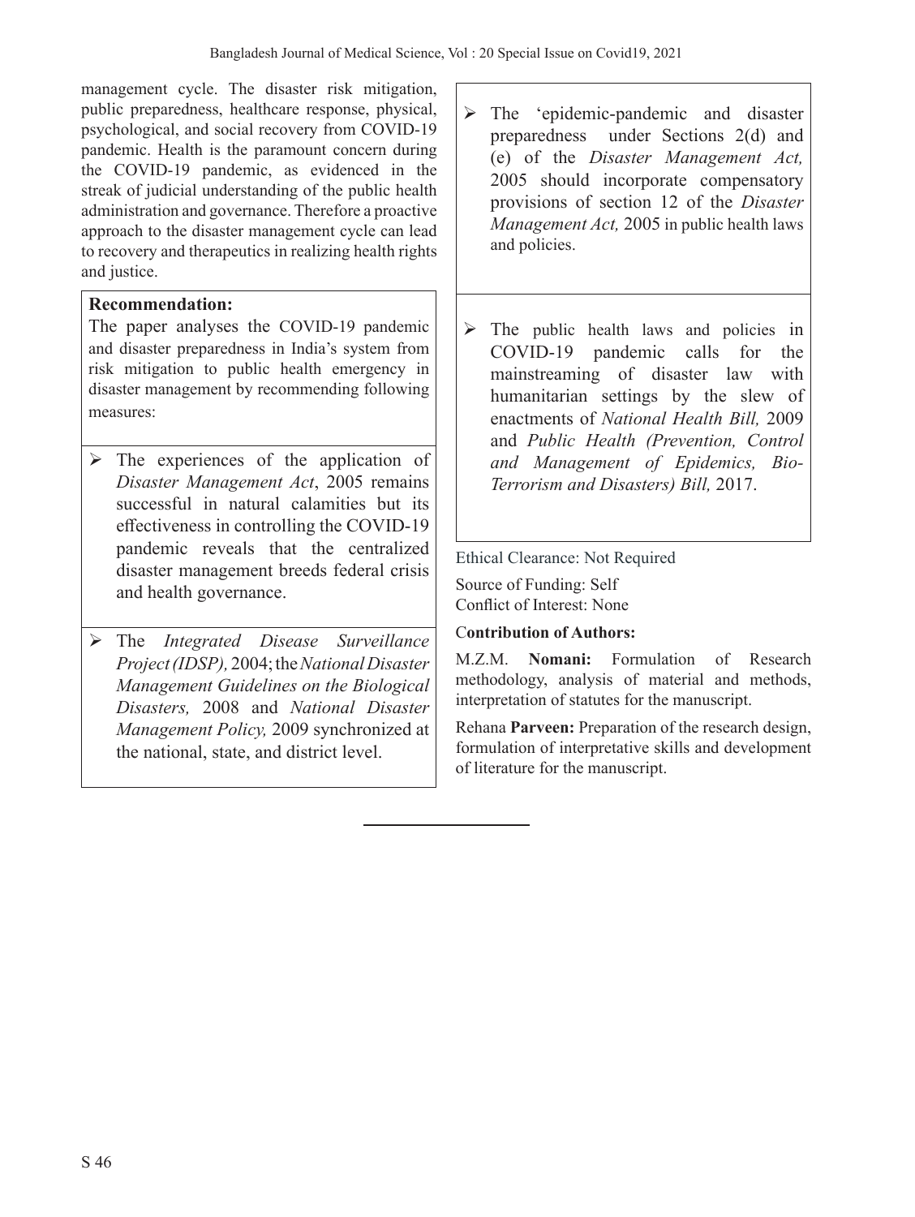management cycle. The disaster risk mitigation, public preparedness, healthcare response, physical, psychological, and social recovery from COVID-19 pandemic. Health is the paramount concern during the COVID-19 pandemic, as evidenced in the streak of judicial understanding of the public health administration and governance. Therefore a proactive approach to the disaster management cycle can lead to recovery and therapeutics in realizing health rights and justice.

**Recommendation:**

The paper analyses the COVID-19 pandemic and disaster preparedness in India's system from risk mitigation to public health emergency in disaster management by recommending following measures:

- The experiences of the application of *Disaster Management Act*, 2005 remains successful in natural calamities but its effectiveness in controlling the COVID-19 pandemic reveals that the centralized disaster management breeds federal crisis and health governance.
- The *Integrated Disease Surveillance Project (IDSP),* 2004; the *National Disaster Management Guidelines on the Biological Disasters,* 2008 and *National Disaster Management Policy,* 2009 synchronized at the national, state, and district level.
- The 'epidemic-pandemic and disaster preparedness under Sections 2(d) and (e) of the *Disaster Management Act,* 2005 should incorporate compensatory provisions of section 12 of the *Disaster Management Act,* 2005 in public health laws and policies.
- The public health laws and policies in COVID-19 pandemic calls for the mainstreaming of disaster law with humanitarian settings by the slew of enactments of *National Health Bill,* 2009 and *Public Health (Prevention, Control and Management of Epidemics, Bio-Terrorism and Disasters) Bill,* 2017.

Ethical Clearance: Not Required

Source of Funding: Self

Conflict of Interest: None

**Contribution of Authors:**

M.Z.M. **Nomani:** Formulation of Research methodology, analysis of material and methods, interpretation of statutes for the manuscript.

Rehana **Parveen:** Preparation of the research design, formulation of interpretative skills and development of literature for the manuscript.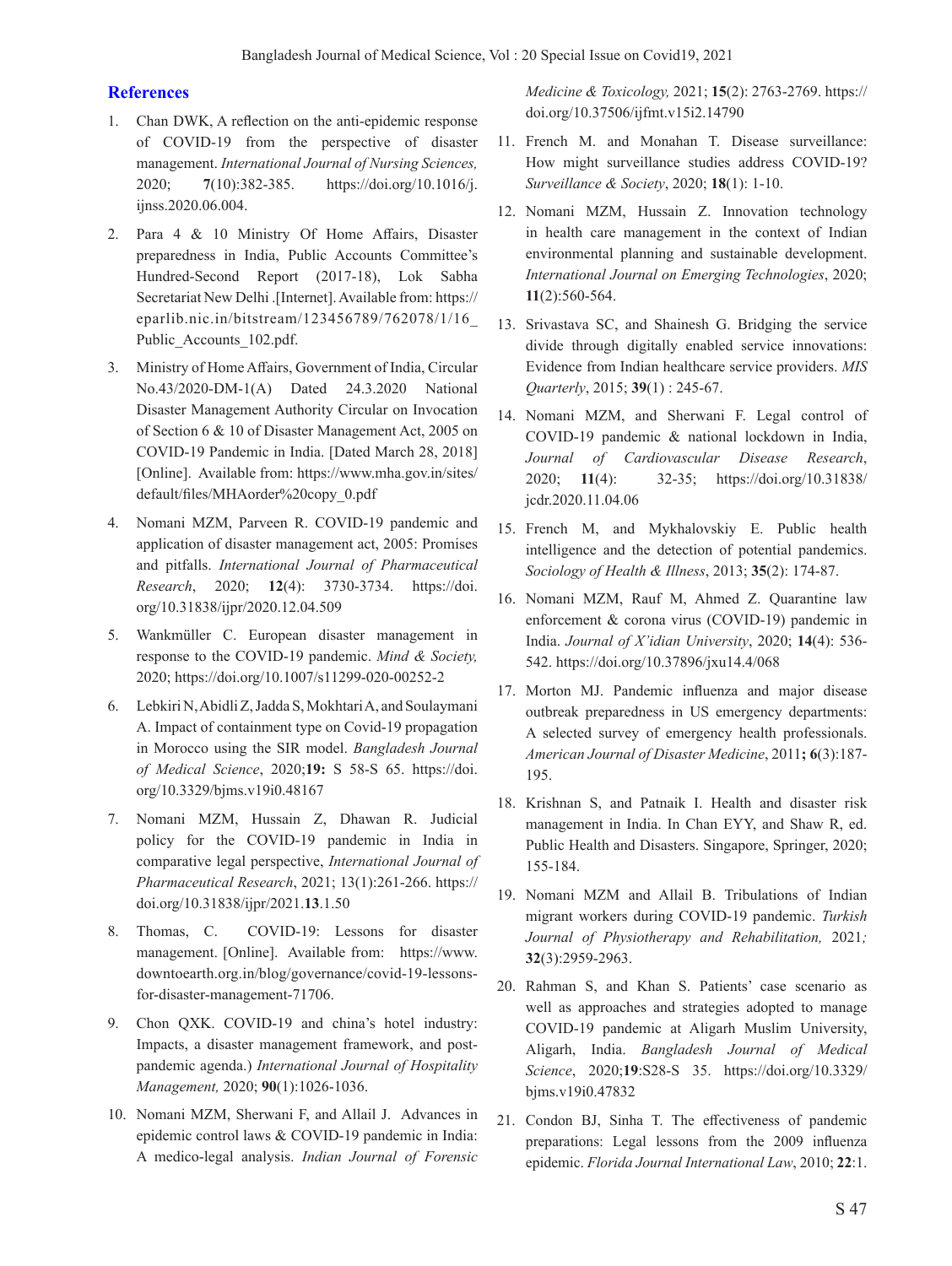## References

1. Chan DWK, A reflection on the anti-epidemic response of COVID-19 from the perspective of disaster management. *International Journal of Nursing Sciences,* 2020; **7**(10):382-385. https://doi.org/10.1016/j.ijnss.2020.06.004.

2. Para 4 & 10 Ministry Of Home Affairs, Disaster preparedness in India, Public Accounts Committee's Hundred-Second Report (2017-18), Lok Sabha Secretariat New Delhi .[Internet]. Available from: https://eparlib.nic.in/bitstream/123456789/762078/1/16_Public_Accounts_102.pdf.

3. Ministry of Home Affairs, Government of India, Circular No.43/2020-DM-1(A) Dated 24.3.2020 National Disaster Management Authority Circular on Invocation of Section 6 & 10 of Disaster Management Act, 2005 on COVID-19 Pandemic in India. [Dated March 28, 2018] [Online]. Available from: https://www.mha.gov.in/sites/default/files/MHAorder%20copy_0.pdf

4. Nomani MZM, Parveen R. COVID-19 pandemic and application of disaster management act, 2005: Promises and pitfalls. *International Journal of Pharmaceutical Research*, 2020; **12**(4): 3730-3734. https://doi.org/10.31838/ijpr/2020.12.04.509

5. Wankmüller C. European disaster management in response to the COVID-19 pandemic. *Mind & Society,* 2020; https://doi.org/10.1007/s11299-020-00252-2

6. Lebkiri N, Abidli Z, Jadda S, Mokhtari A, and Soulaymani A. Impact of containment type on Covid-19 propagation in Morocco using the SIR model. *Bangladesh Journal of Medical Science*, 2020;**19:** S 58-S 65. https://doi.org/10.3329/bjms.v19i0.48167

7. Nomani MZM, Hussain Z, Dhawan R. Judicial policy for the COVID-19 pandemic in India in comparative legal perspective, *International Journal of Pharmaceutical Research*, 2021; 13(1):261-266. https://doi.org/10.31838/ijpr/2021.**13**.1.50

8. Thomas, C. COVID-19: Lessons for disaster management. [Online]. Available from: https://www.downtoearth.org.in/blog/governance/covid-19-lessons-for-disaster-management-71706.

9. Chon QXK. COVID-19 and china's hotel industry: Impacts, a disaster management framework, and post-pandemic agenda.) *International Journal of Hospitality Management,* 2020; **90**(1):1026-1036.

10. Nomani MZM, Sherwani F, and Allail J. Advances in epidemic control laws & COVID-19 pandemic in India: A medico-legal analysis. *Indian Journal of Forensic Medicine & Toxicology,* 2021; **15**(2): 2763-2769. https://doi.org/10.37506/ijfmt.v15i2.14790

11. French M. and Monahan T. Disease surveillance: How might surveillance studies address COVID-19? *Surveillance & Society*, 2020; **18**(1): 1-10.

12. Nomani MZM, Hussain Z. Innovation technology in health care management in the context of Indian environmental planning and sustainable development. *International Journal on Emerging Technologies*, 2020; **11**(2):560-564.

13. Srivastava SC, and Shainesh G. Bridging the service divide through digitally enabled service innovations: Evidence from Indian healthcare service providers. *MIS Quarterly*, 2015; **39**(1) : 245-67.

14. Nomani MZM, and Sherwani F. Legal control of COVID-19 pandemic & national lockdown in India, *Journal of Cardiovascular Disease Research*, 2020; **11**(4): 32-35; https://doi.org/10.31838/jcdr.2020.11.04.06

15. French M, and Mykhalovskiy E. Public health intelligence and the detection of potential pandemics. *Sociology of Health & Illness*, 2013; **35**(2): 174-87.

16. Nomani MZM, Rauf M, Ahmed Z. Quarantine law enforcement & corona virus (COVID-19) pandemic in India. *Journal of X'idian University*, 2020; **14**(4): 536-542. https://doi.org/10.37896/jxu14.4/068

17. Morton MJ. Pandemic influenza and major disease outbreak preparedness in US emergency departments: A selected survey of emergency health professionals. *American Journal of Disaster Medicine*, 2011**; 6**(3):187-195.

18. Krishnan S, and Patnaik I. Health and disaster risk management in India. In Chan EYY, and Shaw R, ed. Public Health and Disasters. Singapore, Springer, 2020; 155-184.

19. Nomani MZM and Allail B. Tribulations of Indian migrant workers during COVID-19 pandemic. *Turkish Journal of Physiotherapy and Rehabilitation,* 2021*;* **32**(3):2959-2963.

20. Rahman S, and Khan S. Patients' case scenario as well as approaches and strategies adopted to manage COVID-19 pandemic at Aligarh Muslim University, Aligarh, India. *Bangladesh Journal of Medical Science*, 2020;**19**:S28-S 35. https://doi.org/10.3329/bjms.v19i0.47832

21. Condon BJ, Sinha T. The effectiveness of pandemic preparations: Legal lessons from the 2009 influenza epidemic. *Florida Journal International Law*, 2010; **22**:1.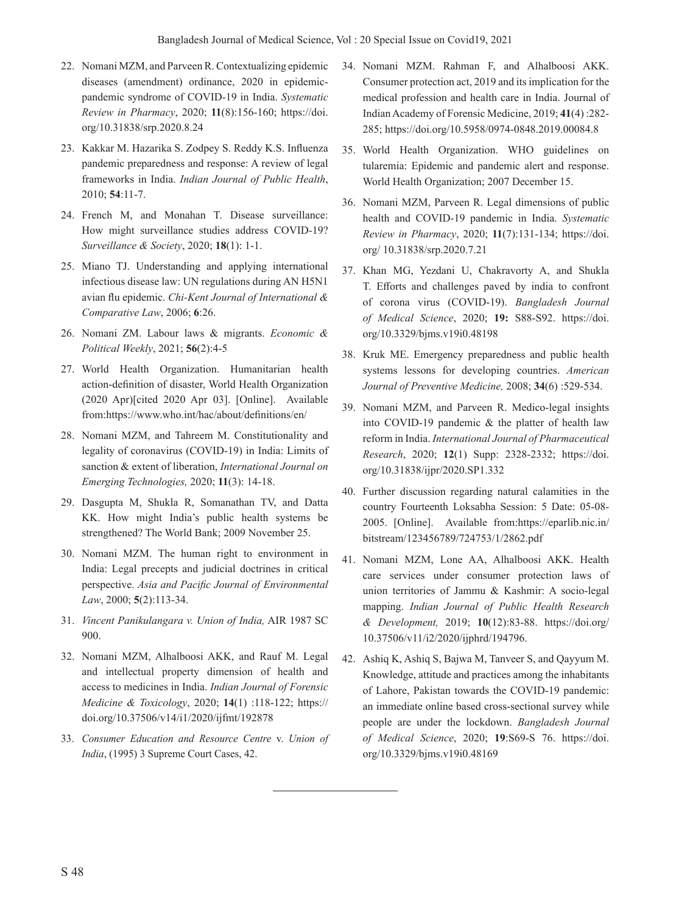22. Nomani MZM, and Parveen R. Contextualizing epidemic diseases (amendment) ordinance, 2020 in epidemic-pandemic syndrome of COVID-19 in India. *Systematic Review in Pharmacy*, 2020; **11**(8):156-160; https://doi.org/10.31838/srp.2020.8.24

23. Kakkar M. Hazarika S. Zodpey S. Reddy K.S. Influenza pandemic preparedness and response: A review of legal frameworks in India. *Indian Journal of Public Health*, 2010; **54**:11-7.

24. French M, and Monahan T. Disease surveillance: How might surveillance studies address COVID-19? *Surveillance & Society*, 2020; **18**(1): 1-1.

25. Miano TJ. Understanding and applying international infectious disease law: UN regulations during AN H5N1 avian flu epidemic. *Chi-Kent Journal of International & Comparative Law*, 2006; **6**:26.

26. Nomani ZM. Labour laws & migrants. *Economic & Political Weekly*, 2021; **56**(2):4-5

27. World Health Organization. Humanitarian health action-definition of disaster, World Health Organization (2020 Apr)[cited 2020 Apr 03]. [Online]. Available from:https://www.who.int/hac/about/definitions/en/

28. Nomani MZM, and Tahreem M. Constitutionality and legality of coronavirus (COVID-19) in India: Limits of sanction & extent of liberation, *International Journal on Emerging Technologies,* 2020; **11**(3): 14-18.

29. Dasgupta M, Shukla R, Somanathan TV, and Datta KK. How might India's public health systems be strengthened? The World Bank; 2009 November 25.

30. Nomani MZM. The human right to environment in India: Legal precepts and judicial doctrines in critical perspective. *Asia and Pacific Journal of Environmental Law*, 2000; **5**(2):113-34.

31. *Vincent Panikulangara v. Union of India,* AIR 1987 SC 900.

32. Nomani MZM, Alhalboosi AKK, and Rauf M. Legal and intellectual property dimension of health and access to medicines in India. *Indian Journal of Forensic Medicine & Toxicology*, 2020; **14**(1) :118-122; https://doi.org/10.37506/v14/i1/2020/ijfmt/192878

33. *Consumer Education and Resource Centre* v. *Union of India*, (1995) 3 Supreme Court Cases, 42.

34. Nomani MZM. Rahman F, and Alhalboosi AKK. Consumer protection act, 2019 and its implication for the medical profession and health care in India. Journal of Indian Academy of Forensic Medicine, 2019; **41**(4) :282-285; https://doi.org/10.5958/0974-0848.2019.00084.8

35. World Health Organization. WHO guidelines on tularemia: Epidemic and pandemic alert and response. World Health Organization; 2007 December 15.

36. Nomani MZM, Parveen R. Legal dimensions of public health and COVID-19 pandemic in India. *Systematic Review in Pharmacy*, 2020; **11**(7):131-134; https://doi.org/ 10.31838/srp.2020.7.21

37. Khan MG, Yezdani U, Chakravorty A, and Shukla T. Efforts and challenges paved by india to confront of corona virus (COVID-19). *Bangladesh Journal of Medical Science*, 2020; **19:** S88-S92. https://doi.org/10.3329/bjms.v19i0.48198

38. Kruk ME. Emergency preparedness and public health systems lessons for developing countries. *American Journal of Preventive Medicine,* 2008; **34**(6) :529-534.

39. Nomani MZM, and Parveen R. Medico-legal insights into COVID-19 pandemic & the platter of health law reform in India. *International Journal of Pharmaceutical Research*, 2020; **12**(1) Supp: 2328-2332; https://doi.org/10.31838/ijpr/2020.SP1.332

40. Further discussion regarding natural calamities in the country Fourteenth Loksabha Session: 5 Date: 05-08-2005. [Online]. Available from:https://eparlib.nic.in/bitstream/123456789/724753/1/2862.pdf

41. Nomani MZM, Lone AA, Alhalboosi AKK. Health care services under consumer protection laws of union territories of Jammu & Kashmir: A socio-legal mapping. *Indian Journal of Public Health Research & Development,* 2019; **10**(12):83-88. https://doi.org/10.37506/v11/i2/2020/ijphrd/194796.

42. Ashiq K, Ashiq S, Bajwa M, Tanveer S, and Qayyum M. Knowledge, attitude and practices among the inhabitants of Lahore, Pakistan towards the COVID-19 pandemic: an immediate online based cross-sectional survey while people are under the lockdown. *Bangladesh Journal of Medical Science*, 2020; **19**:S69-S 76. https://doi.org/10.3329/bjms.v19i0.48169